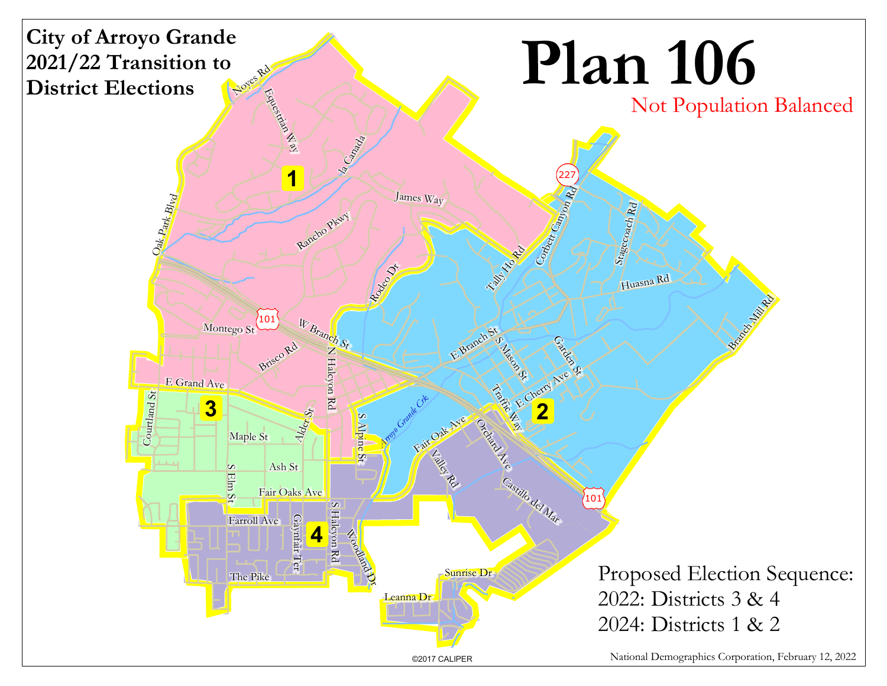# City of Arroyo Grande 2021/22 Transition to District Elections

# Plan 106

Not Population Balanced

Proposed Election Sequence:
2022: Districts 3 & 4
2024: Districts 1 & 2

©2017 CALIPER

National Demographics Corporation, February 12, 2022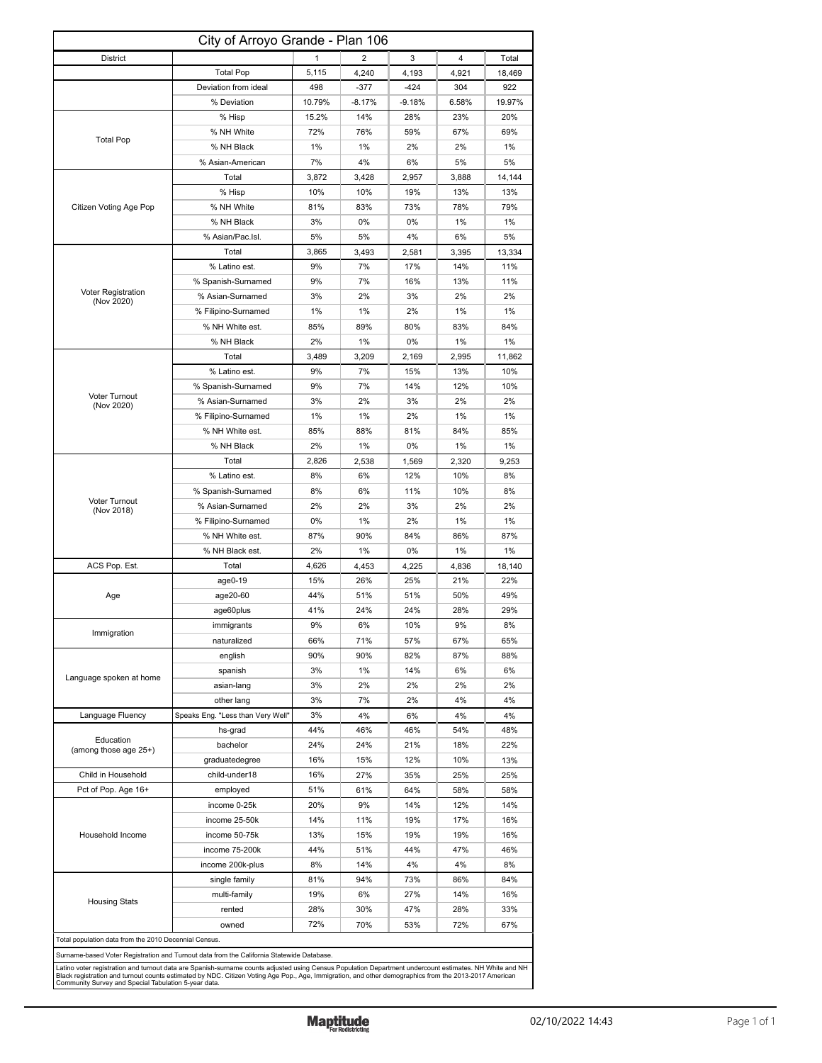# City of Arroyo Grande - Plan 106

| District | | 1 | 2 | 3 | 4 | Total |
|---|---|---|---|---|---|---|
| | Total Pop | 5,115 | 4,240 | 4,193 | 4,921 | 18,469 |
| | Deviation from ideal | 498 | -377 | -424 | 304 | 922 |
| | % Deviation | 10.79% | -8.17% | -9.18% | 6.58% | 19.97% |
| Total Pop | % Hisp | 15.2% | 14% | 28% | 23% | 20% |
| | % NH White | 72% | 76% | 59% | 67% | 69% |
| | % NH Black | 1% | 1% | 2% | 2% | 1% |
| | % Asian-American | 7% | 4% | 6% | 5% | 5% |
| Citizen Voting Age Pop | Total | 3,872 | 3,428 | 2,957 | 3,888 | 14,144 |
| | % Hisp | 10% | 10% | 19% | 13% | 13% |
| | % NH White | 81% | 83% | 73% | 78% | 79% |
| | % NH Black | 3% | 0% | 0% | 1% | 1% |
| | % Asian/Pac.Isl. | 5% | 5% | 4% | 6% | 5% |
| Voter Registration (Nov 2020) | Total | 3,865 | 3,493 | 2,581 | 3,395 | 13,334 |
| | % Latino est. | 9% | 7% | 17% | 14% | 11% |
| | % Spanish-Surnamed | 9% | 7% | 16% | 13% | 11% |
| | % Asian-Surnamed | 3% | 2% | 3% | 2% | 2% |
| | % Filipino-Surnamed | 1% | 1% | 2% | 1% | 1% |
| | % NH White est. | 85% | 89% | 80% | 83% | 84% |
| | % NH Black | 2% | 1% | 0% | 1% | 1% |
| Voter Turnout (Nov 2020) | Total | 3,489 | 3,209 | 2,169 | 2,995 | 11,862 |
| | % Latino est. | 9% | 7% | 15% | 13% | 10% |
| | % Spanish-Surnamed | 9% | 7% | 14% | 12% | 10% |
| | % Asian-Surnamed | 3% | 2% | 3% | 2% | 2% |
| | % Filipino-Surnamed | 1% | 1% | 2% | 1% | 1% |
| | % NH White est. | 85% | 88% | 81% | 84% | 85% |
| | % NH Black | 2% | 1% | 0% | 1% | 1% |
| Voter Turnout (Nov 2018) | Total | 2,826 | 2,538 | 1,569 | 2,320 | 9,253 |
| | % Latino est. | 8% | 6% | 12% | 10% | 8% |
| | % Spanish-Surnamed | 8% | 6% | 11% | 10% | 8% |
| | % Asian-Surnamed | 2% | 2% | 3% | 2% | 2% |
| | % Filipino-Surnamed | 0% | 1% | 2% | 1% | 1% |
| | % NH White est. | 87% | 90% | 84% | 86% | 87% |
| | % NH Black est. | 2% | 1% | 0% | 1% | 1% |
| ACS Pop. Est. | Total | 4,626 | 4,453 | 4,225 | 4,836 | 18,140 |
| Age | age0-19 | 15% | 26% | 25% | 21% | 22% |
| | age20-60 | 44% | 51% | 51% | 50% | 49% |
| | age60plus | 41% | 24% | 24% | 28% | 29% |
| Immigration | immigrants | 9% | 6% | 10% | 9% | 8% |
| | naturalized | 66% | 71% | 57% | 67% | 65% |
| Language spoken at home | english | 90% | 90% | 82% | 87% | 88% |
| | spanish | 3% | 1% | 14% | 6% | 6% |
| | asian-lang | 3% | 2% | 2% | 2% | 2% |
| | other lang | 3% | 7% | 2% | 4% | 4% |
| Language Fluency | Speaks Eng. "Less than Very Well" | 3% | 4% | 6% | 4% | 4% |
| Education (among those age 25+) | hs-grad | 44% | 46% | 46% | 54% | 48% |
| | bachelor | 24% | 24% | 21% | 18% | 22% |
| | graduatedegree | 16% | 15% | 12% | 10% | 13% |
| Child in Household | child-under18 | 16% | 27% | 35% | 25% | 25% |
| Pct of Pop. Age 16+ | employed | 51% | 61% | 64% | 58% | 58% |
| Household Income | income 0-25k | 20% | 9% | 14% | 12% | 14% |
| | income 25-50k | 14% | 11% | 19% | 17% | 16% |
| | income 50-75k | 13% | 15% | 19% | 19% | 16% |
| | income 75-200k | 44% | 51% | 44% | 47% | 46% |
| | income 200k-plus | 8% | 14% | 4% | 4% | 8% |
| Housing Stats | single family | 81% | 94% | 73% | 86% | 84% |
| | multi-family | 19% | 6% | 27% | 14% | 16% |
| | rented | 28% | 30% | 47% | 28% | 33% |
| | owned | 72% | 70% | 53% | 72% | 67% |

Total population data from the 2010 Decennial Census.

Surname-based Voter Registration and Turnout data from the California Statewide Database.

Latino voter registration and turnout data are Spanish-surname counts adjusted using Census Population Department undercount estimates. NH White and NH Black registration and turnout counts estimated by NDC. Citizen Voting Age Pop., Age, Immigration, and other demographics from the 2013-2017 American Community Survey and Special Tabulation 5-year data.

Maptitude For Redistricting 02/10/2022 14:43